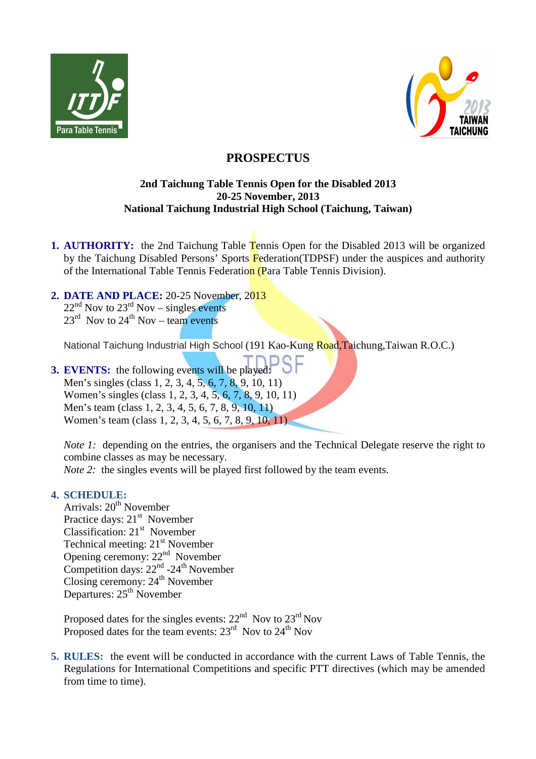# PROSPECTUS

**2nd Taichung Table Tennis Open for the Disabled 2013**
**20-25 November, 2013**
**National Taichung Industrial High School (Taichung, Taiwan)**

1. **AUTHORITY:** the 2nd Taichung Table Tennis Open for the Disabled 2013 will be organized by the Taichung Disabled Persons' Sports Federation(TDPSF) under the auspices and authority of the International Table Tennis Federation (Para Table Tennis Division).

2. **DATE AND PLACE:** 20-25 November, 2013
   22nd Nov to 23rd Nov – singles events
   23rd Nov to 24th Nov – team events

   National Taichung Industrial High School (191 Kao-Kung Road,Taichung,Taiwan R.O.C.)

3. **EVENTS:** the following events will be played:
   Men's singles (class 1, 2, 3, 4, 5, 6, 7, 8, 9, 10, 11)
   Women's singles (class 1, 2, 3, 4, 5, 6, 7, 8, 9, 10, 11)
   Men's team (class 1, 2, 3, 4, 5, 6, 7, 8, 9, 10, 11)
   Women's team (class 1, 2, 3, 4, 5, 6, 7, 8, 9, 10, 11)

   *Note 1:* depending on the entries, the organisers and the Technical Delegate reserve the right to combine classes as may be necessary.
   *Note 2:* the singles events will be played first followed by the team events.

4. **SCHEDULE:**
   Arrivals: 20th November
   Practice days: 21st November
   Classification: 21st November
   Technical meeting: 21st November
   Opening ceremony: 22nd November
   Competition days: 22nd -24th November
   Closing ceremony: 24th November
   Departures: 25th November

   Proposed dates for the singles events: 22nd Nov to 23rd Nov
   Proposed dates for the team events: 23rd Nov to 24th Nov

5. **RULES:** the event will be conducted in accordance with the current Laws of Table Tennis, the Regulations for International Competitions and specific PTT directives (which may be amended from time to time).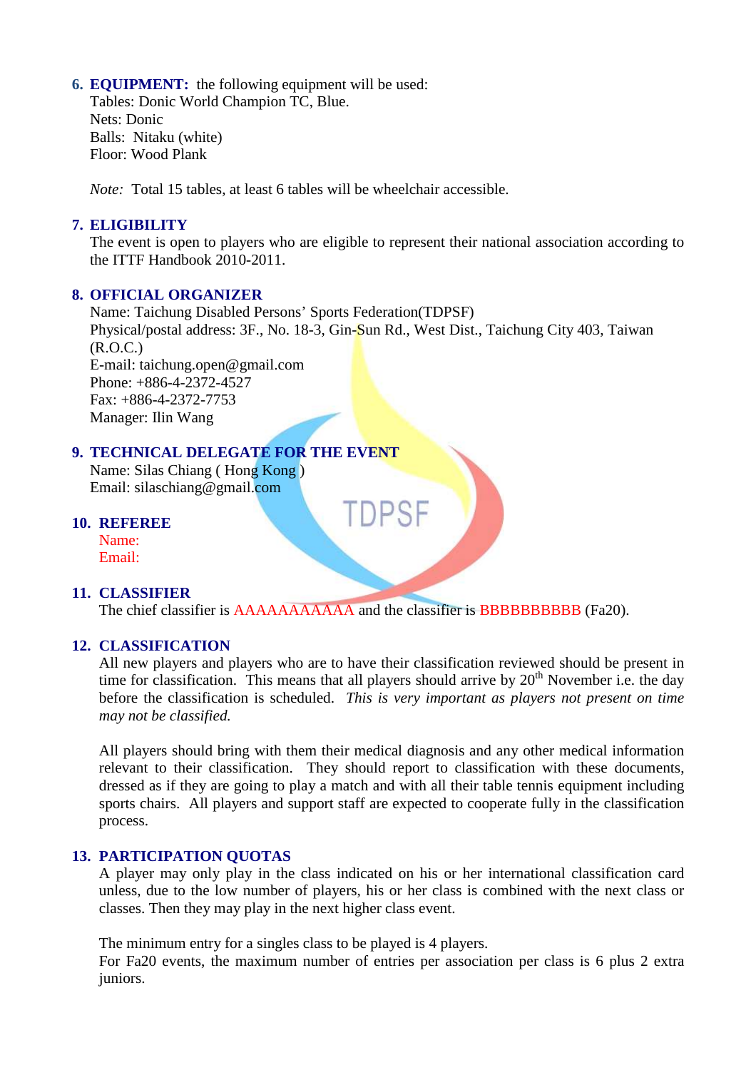## 6. EQUIPMENT:

the following equipment will be used:

Tables: Donic World Champion TC, Blue.
Nets: Donic
Balls: Nitaku (white)
Floor: Wood Plank

*Note:* Total 15 tables, at least 6 tables will be wheelchair accessible.

## 7. ELIGIBILITY

The event is open to players who are eligible to represent their national association according to the ITTF Handbook 2010-2011.

## 8. OFFICIAL ORGANIZER

Name: Taichung Disabled Persons' Sports Federation(TDPSF)
Physical/postal address: 3F., No. 18-3, Gin-Sun Rd., West Dist., Taichung City 403, Taiwan (R.O.C.)
E-mail: taichung.open@gmail.com
Phone: +886-4-2372-4527
Fax: +886-4-2372-7753
Manager: Ilin Wang

## 9. TECHNICAL DELEGATE FOR THE EVENT

Name: Silas Chiang ( Hong Kong )
Email: silaschiang@gmail.com

## 10. REFEREE

Name:
Email:

## 11. CLASSIFIER

The chief classifier is AAAAAAAAAAA and the classifier is BBBBBBBBBB (Fa20).

## 12. CLASSIFICATION

All new players and players who are to have their classification reviewed should be present in time for classification. This means that all players should arrive by 20th November i.e. the day before the classification is scheduled. *This is very important as players not present on time may not be classified.*

All players should bring with them their medical diagnosis and any other medical information relevant to their classification. They should report to classification with these documents, dressed as if they are going to play a match and with all their table tennis equipment including sports chairs. All players and support staff are expected to cooperate fully in the classification process.

## 13. PARTICIPATION QUOTAS

A player may only play in the class indicated on his or her international classification card unless, due to the low number of players, his or her class is combined with the next class or classes. Then they may play in the next higher class event.

The minimum entry for a singles class to be played is 4 players.
For Fa20 events, the maximum number of entries per association per class is 6 plus 2 extra juniors.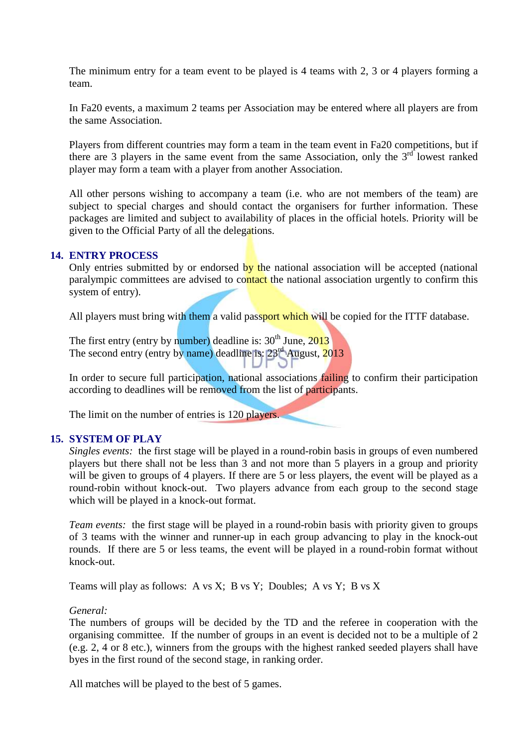The minimum entry for a team event to be played is 4 teams with 2, 3 or 4 players forming a team.

In Fa20 events, a maximum 2 teams per Association may be entered where all players are from the same Association.

Players from different countries may form a team in the team event in Fa20 competitions, but if there are 3 players in the same event from the same Association, only the 3rd lowest ranked player may form a team with a player from another Association.

All other persons wishing to accompany a team (i.e. who are not members of the team) are subject to special charges and should contact the organisers for further information. These packages are limited and subject to availability of places in the official hotels. Priority will be given to the Official Party of all the delegations.

## 14. ENTRY PROCESS

Only entries submitted by or endorsed by the national association will be accepted (national paralympic committees are advised to contact the national association urgently to confirm this system of entry).

All players must bring with them a valid passport which will be copied for the ITTF database.

The first entry (entry by number) deadline is: 30th June, 2013
The second entry (entry by name) deadline is: 23rd August, 2013

In order to secure full participation, national associations failing to confirm their participation according to deadlines will be removed from the list of participants.

The limit on the number of entries is 120 players.

## 15. SYSTEM OF PLAY

*Singles events:* the first stage will be played in a round-robin basis in groups of even numbered players but there shall not be less than 3 and not more than 5 players in a group and priority will be given to groups of 4 players. If there are 5 or less players, the event will be played as a round-robin without knock-out. Two players advance from each group to the second stage which will be played in a knock-out format.

*Team events:* the first stage will be played in a round-robin basis with priority given to groups of 3 teams with the winner and runner-up in each group advancing to play in the knock-out rounds. If there are 5 or less teams, the event will be played in a round-robin format without knock-out.

Teams will play as follows: A vs X; B vs Y; Doubles; A vs Y; B vs X

*General:*
The numbers of groups will be decided by the TD and the referee in cooperation with the organising committee. If the number of groups in an event is decided not to be a multiple of 2 (e.g. 2, 4 or 8 etc.), winners from the groups with the highest ranked seeded players shall have byes in the first round of the second stage, in ranking order.

All matches will be played to the best of 5 games.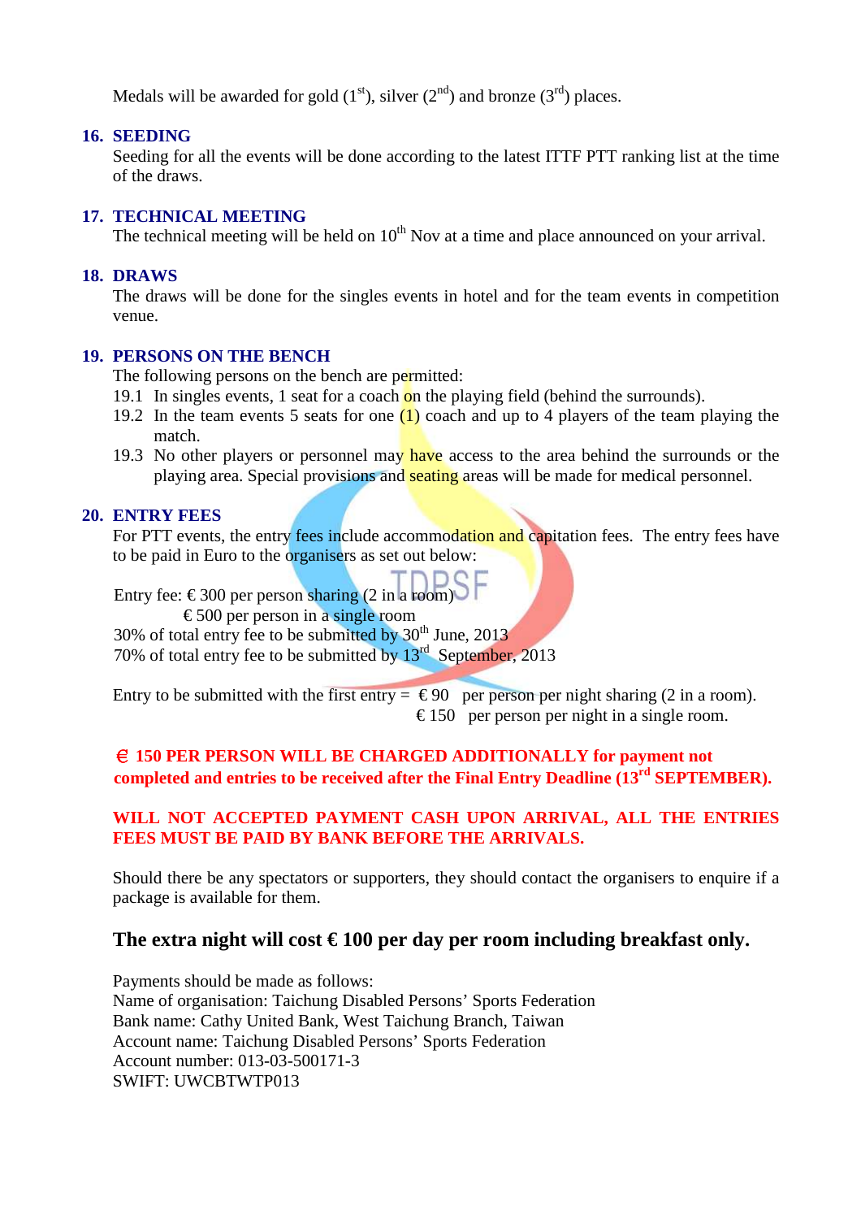Medals will be awarded for gold (1st), silver (2nd) and bronze (3rd) places.

## 16. SEEDING

Seeding for all the events will be done according to the latest ITTF PTT ranking list at the time of the draws.

## 17. TECHNICAL MEETING

The technical meeting will be held on 10th Nov at a time and place announced on your arrival.

## 18. DRAWS

The draws will be done for the singles events in hotel and for the team events in competition venue.

## 19. PERSONS ON THE BENCH

The following persons on the bench are permitted:

19.1 In singles events, 1 seat for a coach on the playing field (behind the surrounds).

19.2 In the team events 5 seats for one (1) coach and up to 4 players of the team playing the match.

19.3 No other players or personnel may have access to the area behind the surrounds or the playing area. Special provisions and seating areas will be made for medical personnel.

## 20. ENTRY FEES

For PTT events, the entry fees include accommodation and capitation fees. The entry fees have to be paid in Euro to the organisers as set out below:

Entry fee: € 300 per person sharing (2 in a room)
€ 500 per person in a single room
30% of total entry fee to be submitted by 30th June, 2013
70% of total entry fee to be submitted by 13rd September, 2013

Entry to be submitted with the first entry = € 90 per person per night sharing (2 in a room).
€ 150 per person per night in a single room.

**€ 150 PER PERSON WILL BE CHARGED ADDITIONALLY for payment not completed and entries to be received after the Final Entry Deadline (13rd SEPTEMBER).**

**WILL NOT ACCEPTED PAYMENT CASH UPON ARRIVAL, ALL THE ENTRIES FEES MUST BE PAID BY BANK BEFORE THE ARRIVALS.**

Should there be any spectators or supporters, they should contact the organisers to enquire if a package is available for them.

**The extra night will cost € 100 per day per room including breakfast only.**

Payments should be made as follows:
Name of organisation: Taichung Disabled Persons' Sports Federation
Bank name: Cathy United Bank, West Taichung Branch, Taiwan
Account name: Taichung Disabled Persons' Sports Federation
Account number: 013-03-500171-3
SWIFT: UWCBTWTP013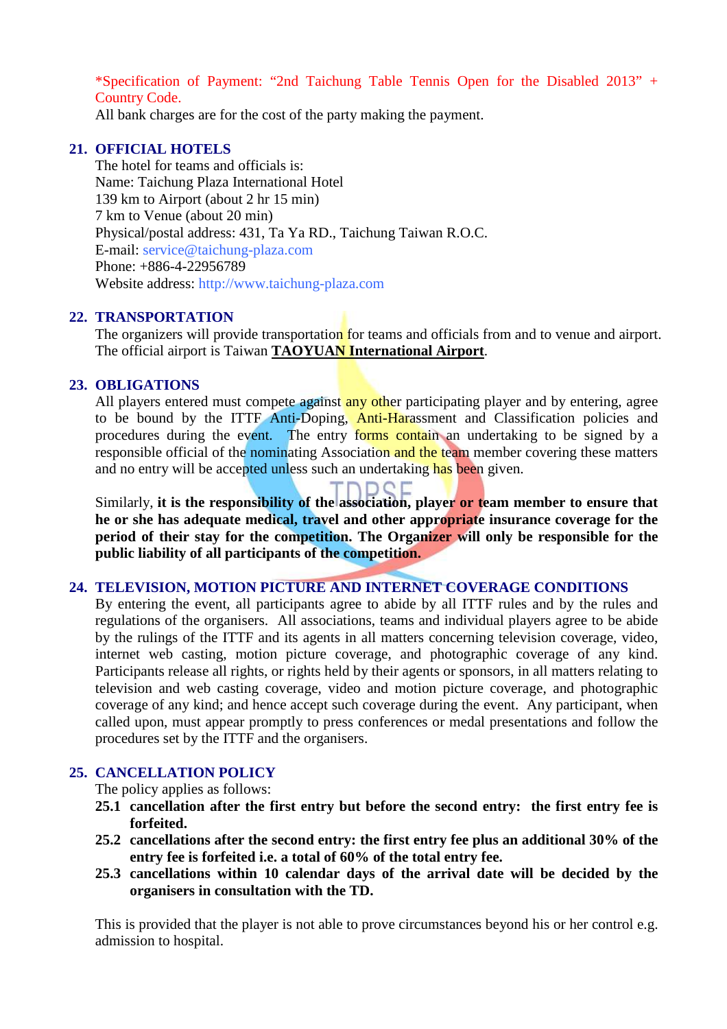*Specification of Payment: "2nd Taichung Table Tennis Open for the Disabled 2013" + Country Code.

All bank charges are for the cost of the party making the payment.

## 21. OFFICIAL HOTELS

The hotel for teams and officials is:
Name: Taichung Plaza International Hotel
139 km to Airport (about 2 hr 15 min)
7 km to Venue (about 20 min)
Physical/postal address: 431, Ta Ya RD., Taichung Taiwan R.O.C.
E-mail: service@taichung-plaza.com
Phone: +886-4-22956789
Website address: http://www.taichung-plaza.com

## 22. TRANSPORTATION

The organizers will provide transportation for teams and officials from and to venue and airport. The official airport is Taiwan **TAOYUAN International Airport**.

## 23. OBLIGATIONS

All players entered must compete against any other participating player and by entering, agree to be bound by the ITTF Anti-Doping, Anti-Harassment and Classification policies and procedures during the event. The entry forms contain an undertaking to be signed by a responsible official of the nominating Association and the team member covering these matters and no entry will be accepted unless such an undertaking has been given.

Similarly, **it is the responsibility of the association, player or team member to ensure that he or she has adequate medical, travel and other appropriate insurance coverage for the period of their stay for the competition. The Organizer will only be responsible for the public liability of all participants of the competition.**

## 24. TELEVISION, MOTION PICTURE AND INTERNET COVERAGE CONDITIONS

By entering the event, all participants agree to abide by all ITTF rules and by the rules and regulations of the organisers. All associations, teams and individual players agree to be abide by the rulings of the ITTF and its agents in all matters concerning television coverage, video, internet web casting, motion picture coverage, and photographic coverage of any kind. Participants release all rights, or rights held by their agents or sponsors, in all matters relating to television and web casting coverage, video and motion picture coverage, and photographic coverage of any kind; and hence accept such coverage during the event. Any participant, when called upon, must appear promptly to press conferences or medal presentations and follow the procedures set by the ITTF and the organisers.

## 25. CANCELLATION POLICY

The policy applies as follows:

**25.1 cancellation after the first entry but before the second entry: the first entry fee is forfeited.**

**25.2 cancellations after the second entry: the first entry fee plus an additional 30% of the entry fee is forfeited i.e. a total of 60% of the total entry fee.**

**25.3 cancellations within 10 calendar days of the arrival date will be decided by the organisers in consultation with the TD.**

This is provided that the player is not able to prove circumstances beyond his or her control e.g. admission to hospital.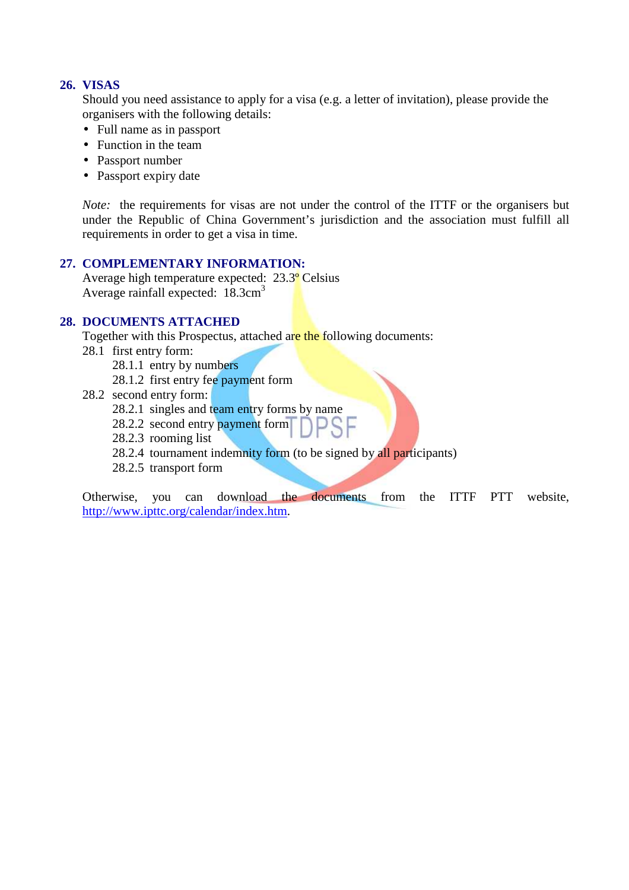## 26. VISAS

Should you need assistance to apply for a visa (e.g. a letter of invitation), please provide the organisers with the following details:

- Full name as in passport
- Function in the team
- Passport number
- Passport expiry date

*Note:* the requirements for visas are not under the control of the ITTF or the organisers but under the Republic of China Government's jurisdiction and the association must fulfill all requirements in order to get a visa in time.

## 27. COMPLEMENTARY INFORMATION:

Average high temperature expected: 23.3º Celsius
Average rainfall expected: 18.3cm$^3$

## 28. DOCUMENTS ATTACHED

Together with this Prospectus, attached are the following documents:

28.1 first entry form:
- 28.1.1 entry by numbers
- 28.1.2 first entry fee payment form

28.2 second entry form:
- 28.2.1 singles and team entry forms by name
- 28.2.2 second entry payment form
- 28.2.3 rooming list
- 28.2.4 tournament indemnity form (to be signed by all participants)
- 28.2.5 transport form

Otherwise, you can download the documents from the ITTF PTT website, http://www.ipttc.org/calendar/index.htm.